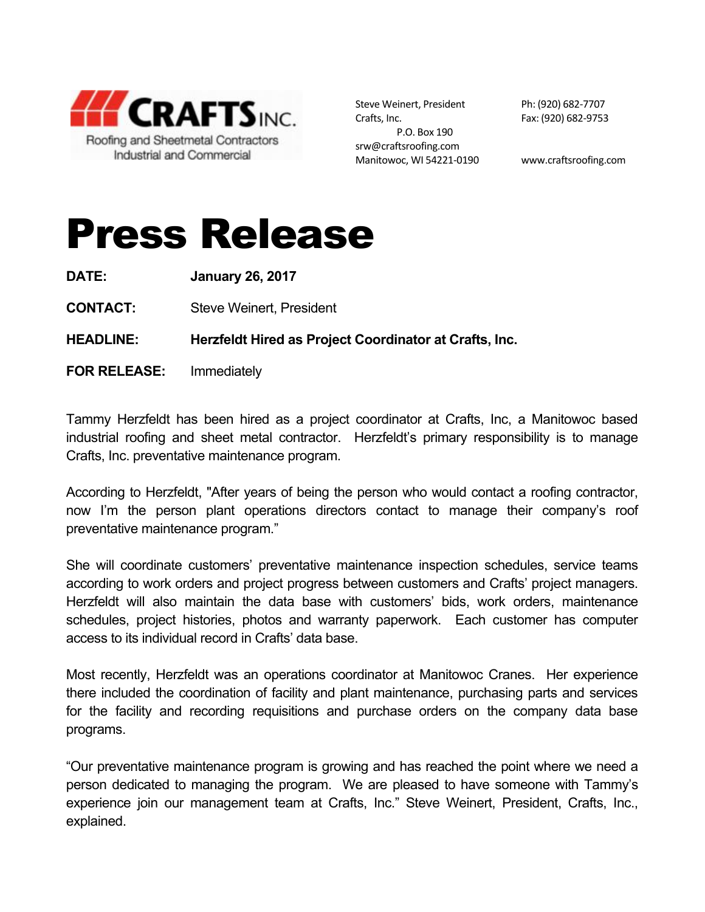**CRAFTS INC.**
Roofing and Sheetmetal Contractors
Industrial and Commercial

Steve Weinert, President
Crafts, Inc.
P.O. Box 190
srw@craftsroofing.com
Manitowoc, WI 54221-0190

Ph: (920) 682-7707
Fax: (920) 682-9753

www.craftsroofing.com

# Press Release

**DATE:** **January 26, 2017**

**CONTACT:** Steve Weinert, President

**HEADLINE:** **Herzfeldt Hired as Project Coordinator at Crafts, Inc.**

**FOR RELEASE:** Immediately

Tammy Herzfeldt has been hired as a project coordinator at Crafts, Inc, a Manitowoc based industrial roofing and sheet metal contractor. Herzfeldt's primary responsibility is to manage Crafts, Inc. preventative maintenance program.

According to Herzfeldt, "After years of being the person who would contact a roofing contractor, now I'm the person plant operations directors contact to manage their company's roof preventative maintenance program."

She will coordinate customers' preventative maintenance inspection schedules, service teams according to work orders and project progress between customers and Crafts' project managers. Herzfeldt will also maintain the data base with customers' bids, work orders, maintenance schedules, project histories, photos and warranty paperwork. Each customer has computer access to its individual record in Crafts' data base.

Most recently, Herzfeldt was an operations coordinator at Manitowoc Cranes. Her experience there included the coordination of facility and plant maintenance, purchasing parts and services for the facility and recording requisitions and purchase orders on the company data base programs.

"Our preventative maintenance program is growing and has reached the point where we need a person dedicated to managing the program. We are pleased to have someone with Tammy's experience join our management team at Crafts, Inc." Steve Weinert, President, Crafts, Inc., explained.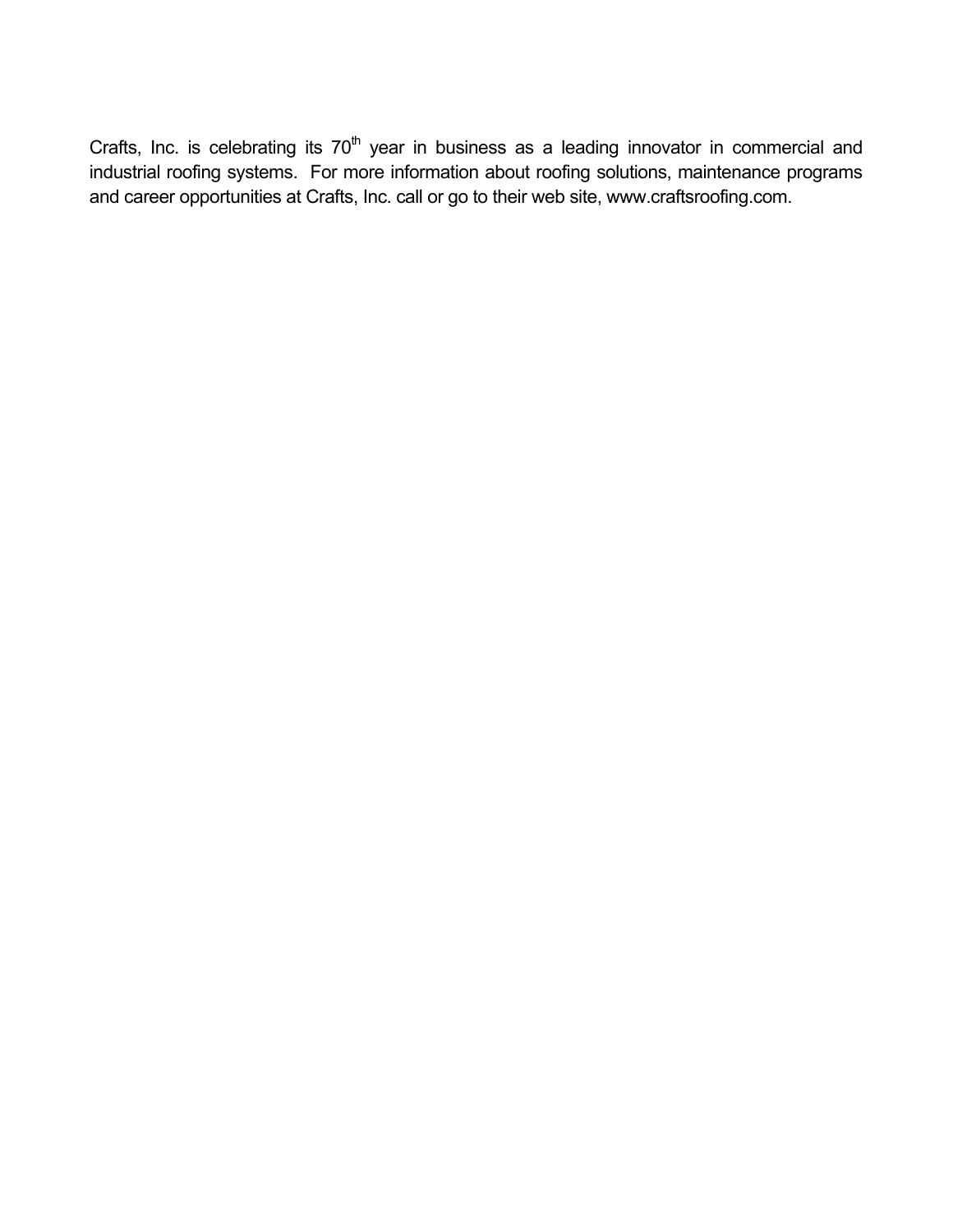Crafts, Inc. is celebrating its 70th year in business as a leading innovator in commercial and industrial roofing systems. For more information about roofing solutions, maintenance programs and career opportunities at Crafts, Inc. call or go to their web site, www.craftsroofing.com.